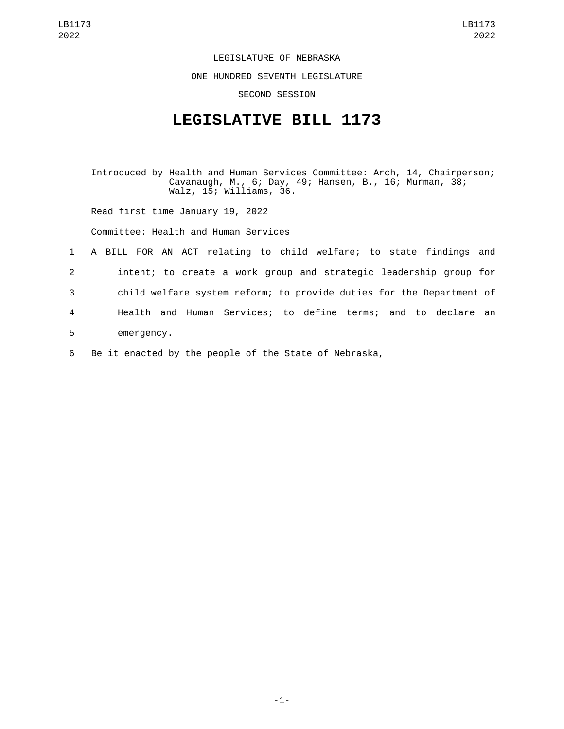LEGISLATURE OF NEBRASKA

ONE HUNDRED SEVENTH LEGISLATURE

SECOND SESSION

# LEGISLATIVE BILL 1173

Introduced by Health and Human Services Committee: Arch, 14, Chairperson; Cavanaugh, M., 6; Day, 49; Hansen, B., 16; Murman, 38; Walz, 15; Williams, 36.

Read first time January 19, 2022

Committee: Health and Human Services

1 A BILL FOR AN ACT relating to child welfare; to state findings and
2 intent; to create a work group and strategic leadership group for
3 child welfare system reform; to provide duties for the Department of
4 Health and Human Services; to define terms; and to declare an
5 emergency.

6 Be it enacted by the people of the State of Nebraska,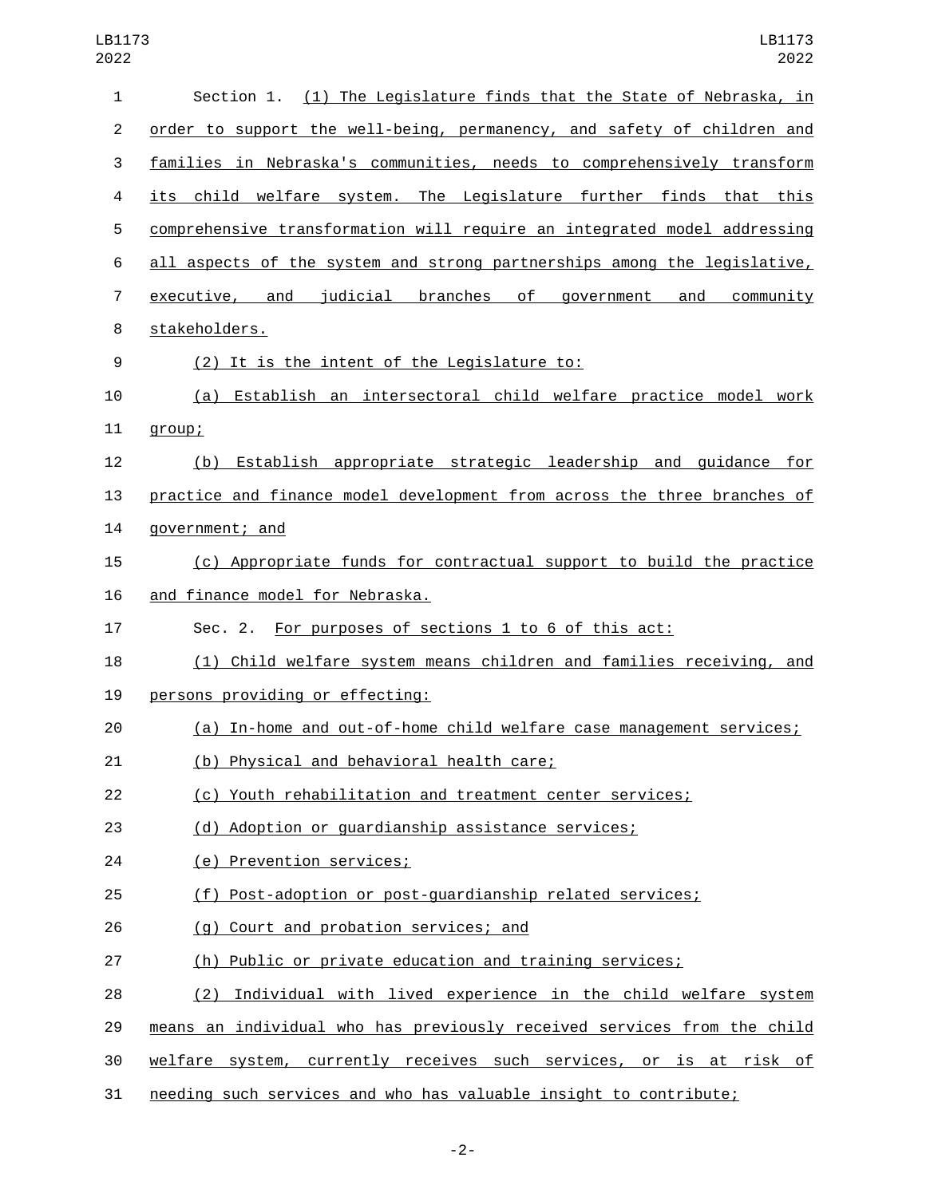Section 1. (1) The Legislature finds that the State of Nebraska, in order to support the well-being, permanency, and safety of children and families in Nebraska's communities, needs to comprehensively transform its child welfare system. The Legislature further finds that this comprehensive transformation will require an integrated model addressing all aspects of the system and strong partnerships among the legislative, executive, and judicial branches of government and community stakeholders.

(2) It is the intent of the Legislature to:

(a) Establish an intersectoral child welfare practice model work group;

(b) Establish appropriate strategic leadership and guidance for practice and finance model development from across the three branches of government; and

(c) Appropriate funds for contractual support to build the practice and finance model for Nebraska.

Sec. 2. For purposes of sections 1 to 6 of this act:

(1) Child welfare system means children and families receiving, and persons providing or effecting:

(a) In-home and out-of-home child welfare case management services;

(b) Physical and behavioral health care;

(c) Youth rehabilitation and treatment center services;

(d) Adoption or guardianship assistance services;

(e) Prevention services;

(f) Post-adoption or post-guardianship related services;

(g) Court and probation services; and

(h) Public or private education and training services;

(2) Individual with lived experience in the child welfare system means an individual who has previously received services from the child welfare system, currently receives such services, or is at risk of needing such services and who has valuable insight to contribute;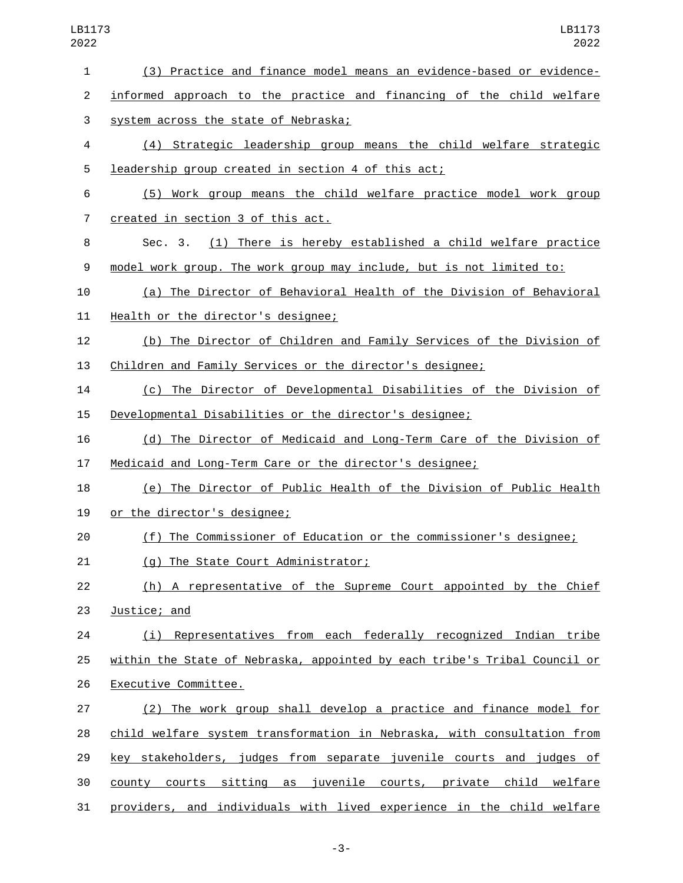(3) Practice and finance model means an evidence-based or evidence-informed approach to the practice and financing of the child welfare system across the state of Nebraska;

(4) Strategic leadership group means the child welfare strategic leadership group created in section 4 of this act;

(5) Work group means the child welfare practice model work group created in section 3 of this act.

Sec. 3. (1) There is hereby established a child welfare practice model work group. The work group may include, but is not limited to:

(a) The Director of Behavioral Health of the Division of Behavioral Health or the director's designee;

(b) The Director of Children and Family Services of the Division of Children and Family Services or the director's designee;

(c) The Director of Developmental Disabilities of the Division of Developmental Disabilities or the director's designee;

(d) The Director of Medicaid and Long-Term Care of the Division of Medicaid and Long-Term Care or the director's designee;

(e) The Director of Public Health of the Division of Public Health or the director's designee;

(f) The Commissioner of Education or the commissioner's designee;

(g) The State Court Administrator;

(h) A representative of the Supreme Court appointed by the Chief Justice; and

(i) Representatives from each federally recognized Indian tribe within the State of Nebraska, appointed by each tribe's Tribal Council or Executive Committee.

(2) The work group shall develop a practice and finance model for child welfare system transformation in Nebraska, with consultation from key stakeholders, judges from separate juvenile courts and judges of county courts sitting as juvenile courts, private child welfare providers, and individuals with lived experience in the child welfare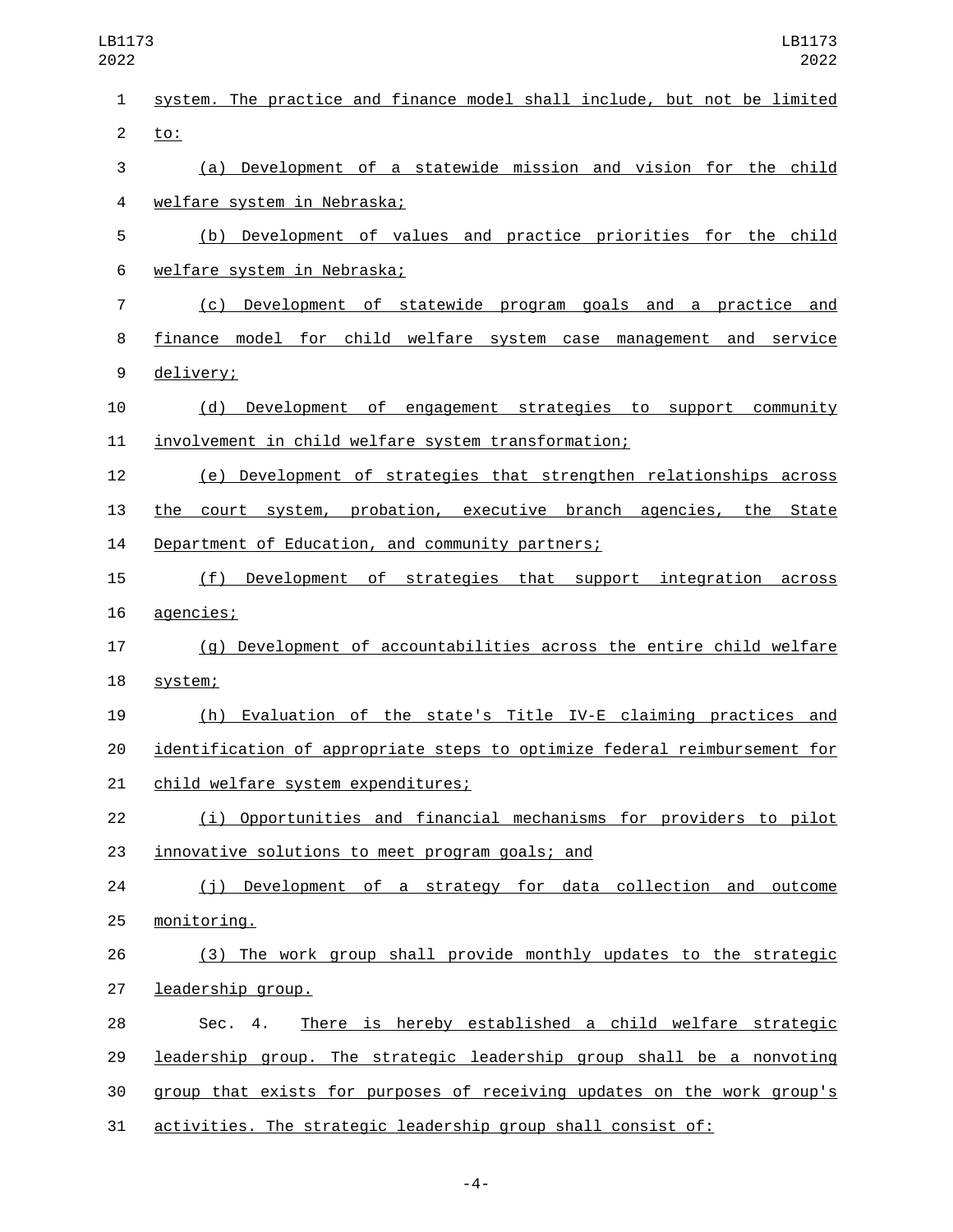system. The practice and finance model shall include, but not be limited to:

(a) Development of a statewide mission and vision for the child welfare system in Nebraska;

(b) Development of values and practice priorities for the child welfare system in Nebraska;

(c) Development of statewide program goals and a practice and finance model for child welfare system case management and service delivery;

(d) Development of engagement strategies to support community involvement in child welfare system transformation;

(e) Development of strategies that strengthen relationships across the court system, probation, executive branch agencies, the State Department of Education, and community partners;

(f) Development of strategies that support integration across agencies;

(g) Development of accountabilities across the entire child welfare system;

(h) Evaluation of the state's Title IV-E claiming practices and identification of appropriate steps to optimize federal reimbursement for child welfare system expenditures;

(i) Opportunities and financial mechanisms for providers to pilot innovative solutions to meet program goals; and

(j) Development of a strategy for data collection and outcome monitoring.

(3) The work group shall provide monthly updates to the strategic leadership group.

Sec. 4. There is hereby established a child welfare strategic leadership group. The strategic leadership group shall be a nonvoting group that exists for purposes of receiving updates on the work group's activities. The strategic leadership group shall consist of: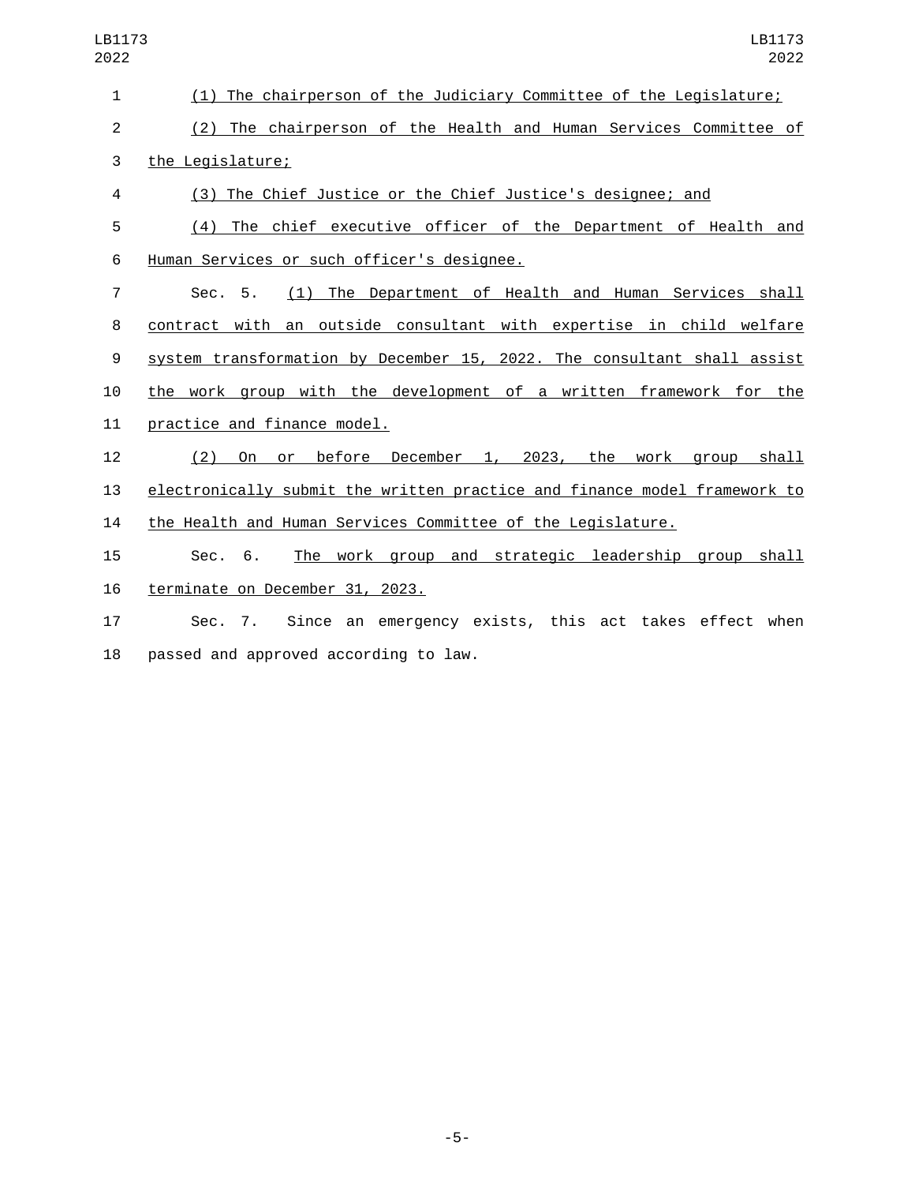(1) The chairperson of the Judiciary Committee of the Legislature;

(2) The chairperson of the Health and Human Services Committee of the Legislature;

(3) The Chief Justice or the Chief Justice's designee; and

(4) The chief executive officer of the Department of Health and Human Services or such officer's designee.

Sec. 5. (1) The Department of Health and Human Services shall contract with an outside consultant with expertise in child welfare system transformation by December 15, 2022. The consultant shall assist the work group with the development of a written framework for the practice and finance model.

(2) On or before December 1, 2023, the work group shall electronically submit the written practice and finance model framework to the Health and Human Services Committee of the Legislature.

Sec. 6. The work group and strategic leadership group shall terminate on December 31, 2023.

Sec. 7. Since an emergency exists, this act takes effect when passed and approved according to law.